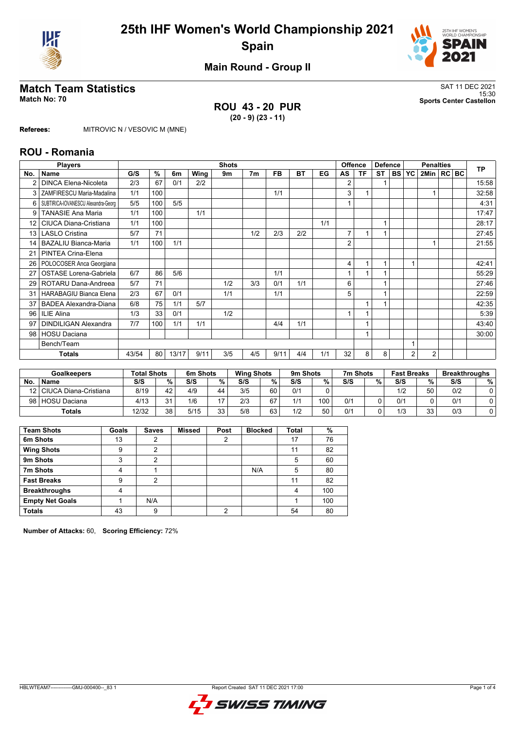# 25th IHF Women's World Championship 2021

## Spain

### Main Round - Group II

## Match Team Statistics

**Match No: 70**

SAT 11 DEC 2021
15:30
**Sports Center Castellon**

### ROU 43 - 20 PUR

**(20 - 9) (23 - 11)**

**Referees:** MITROVIC N / VESOVIC M (MNE)

## ROU - Romania

| Players | | Shots | | | | | | | | | Offence | | Defence | | Penalties | | | | TP |
|---|---|---|---|---|---|---|---|---|---|---|---|---|---|---|---|---|---|---|---|
| No. | Name | G/S | % | 6m | Wing | 9m | 7m | FB | BT | EG | AS | TF | ST | BS | YC | 2Min | RC | BC | |
| 2 | DINCA Elena-Nicoleta | 2/3 | 67 | 0/1 | 2/2 | | | | | | 2 | | 1 | | | | | | 15:58 |
| 3 | ZAMFIRESCU Maria-Madalina | 1/1 | 100 | | | | | 1/1 | | | 3 | 1 | | | | 1 | | | 32:58 |
| 6 | SUBTIRICA-IOVANESCU Alexandra-Georg | 5/5 | 100 | 5/5 | | | | | | | 1 | | | | | | | | 4:31 |
| 9 | TANASIE Ana Maria | 1/1 | 100 | | 1/1 | | | | | | | | | | | | | | 17:47 |
| 12 | CIUCA Diana-Cristiana | 1/1 | 100 | | | | | | | 1/1 | | | 1 | | | | | | 28:17 |
| 13 | LASLO Cristina | 5/7 | 71 | | | | 1/2 | 2/3 | 2/2 | | 7 | 1 | 1 | | | | | | 27:45 |
| 14 | BAZALIU Bianca-Maria | 1/1 | 100 | 1/1 | | | | | | | 2 | | | | | 1 | | | 21:55 |
| 21 | PINTEA Crina-Elena | | | | | | | | | | | | | | | | | | |
| 26 | POLOCOSER Anca Georgiana | | | | | | | | | | 4 | 1 | 1 | | 1 | | | | 42:41 |
| 27 | OSTASE Lorena-Gabriela | 6/7 | 86 | 5/6 | | | | 1/1 | | | 1 | 1 | 1 | | | | | | 55:29 |
| 29 | ROTARU Dana-Andreea | 5/7 | 71 | | | 1/2 | 3/3 | 0/1 | 1/1 | | 6 | | 1 | | | | | | 27:46 |
| 31 | HARABAGIU Bianca Elena | 2/3 | 67 | 0/1 | | 1/1 | | 1/1 | | | 5 | | 1 | | | | | | 22:59 |
| 37 | BADEA Alexandra-Diana | 6/8 | 75 | 1/1 | 5/7 | | | | | | | 1 | 1 | | | | | | 42:35 |
| 96 | ILIE Alina | 1/3 | 33 | 0/1 | | 1/2 | | | | | 1 | 1 | | | | | | | 5:39 |
| 97 | DINDILIGAN Alexandra | 7/7 | 100 | 1/1 | 1/1 | | | 4/4 | 1/1 | | | 1 | | | | | | | 43:40 |
| 98 | HOSU Daciana | | | | | | | | | | | 1 | | | | | | | 30:00 |
| | Bench/Team | | | | | | | | | | | | | | 1 | | | | |
| | **Totals** | 43/54 | 80 | 13/17 | 9/11 | 3/5 | 4/5 | 9/11 | 4/4 | 1/1 | 32 | 8 | 8 | | 2 | 2 | | | |

| Goalkeepers | | Total Shots | | 6m Shots | | Wing Shots | | 9m Shots | | 7m Shots | | Fast Breaks | | Breakthroughs | |
|---|---|---|---|---|---|---|---|---|---|---|---|---|---|---|---|
| No. | Name | S/S | % | S/S | % | S/S | % | S/S | % | S/S | % | S/S | % | S/S | % |
| 12 | CIUCA Diana-Cristiana | 8/19 | 42 | 4/9 | 44 | 3/5 | 60 | 0/1 | 0 | | | 1/2 | 50 | 0/2 | 0 |
| 98 | HOSU Daciana | 4/13 | 31 | 1/6 | 17 | 2/3 | 67 | 1/1 | 100 | 0/1 | 0 | 0/1 | 0 | 0/1 | 0 |
| | **Totals** | 12/32 | 38 | 5/15 | 33 | 5/8 | 63 | 1/2 | 50 | 0/1 | 0 | 1/3 | 33 | 0/3 | 0 |

| Team Shots | Goals | Saves | Missed | Post | Blocked | Total | % |
|---|---|---|---|---|---|---|---|
| **6m Shots** | 13 | 2 | | 2 | | 17 | 76 |
| **Wing Shots** | 9 | 2 | | | | 11 | 82 |
| **9m Shots** | 3 | 2 | | | | 5 | 60 |
| **7m Shots** | 4 | 1 | | | N/A | 5 | 80 |
| **Fast Breaks** | 9 | 2 | | | | 11 | 82 |
| **Breakthroughs** | 4 | | | | | 4 | 100 |
| **Empty Net Goals** | 1 | N/A | | | | 1 | 100 |
| **Totals** | 43 | 9 | | 2 | | 54 | 80 |

**Number of Attacks:** 60, **Scoring Efficiency:** 72%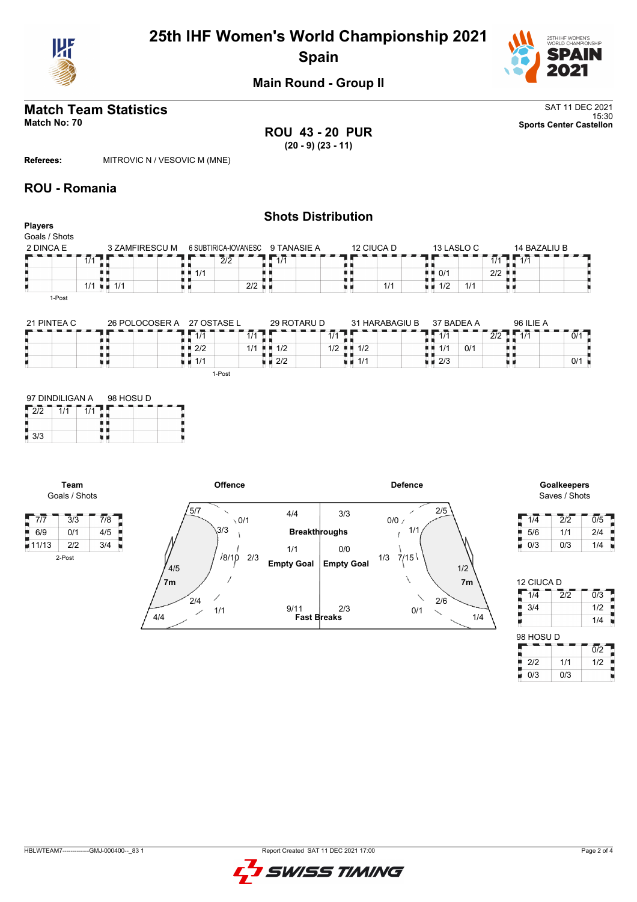# 25th IHF Women's World Championship 2021

## Spain

### Main Round - Group II

## Match Team Statistics

**Match No: 70**

SAT 11 DEC 2021
15:30
**Sports Center Castellon**

**ROU 43 - 20 PUR**
**(20 - 9) (23 - 11)**

**Referees:** MITROVIC N / VESOVIC M (MNE)

## ROU - Romania

### Shots Distribution

**Players**
Goals / Shots

**2 DINCA E**

| | | |
|---|---|---|
| | | 1/1 |
| | | |
| | | 1/1 |

1-Post

**3 ZAMFIRESCU M**

| | | |
|---|---|---|
| | | |
| | | |
| 1/1 | | |

**6 SUBTIRICA-IOVANESC**

| | | |
|---|---|---|
| | 2/2 | |
| 1/1 | | |
| | | 2/2 |

**9 TANASIE A**

| | | |
|---|---|---|
| 1/1 | | |
| | | |
| | | |

**12 CIUCA D**

| | | |
|---|---|---|
| | | |
| | | |
| | 1/1 | |

**13 LASLO C**

| | | |
|---|---|---|
| | | 1/1 |
| 0/1 | | 2/2 |
| 1/2 | 1/1 | |

**14 BAZALIU B**

| | | |
|---|---|---|
| 1/1 | | |
| | | |
| | | |

**21 PINTEA C**

| | | |
|---|---|---|
| | | |
| | | |
| | | |

**26 POLOCOSER A**

| | | |
|---|---|---|
| | | |
| | | |
| | | |

**27 OSTASE L**

| | | |
|---|---|---|
| 1/1 | | 1/1 |
| 2/2 | | 1/1 |
| 1/1 | | |

1-Post

**29 ROTARU D**

| | | |
|---|---|---|
| | | 1/1 |
| 1/2 | | 1/2 |
| 2/2 | | |

**31 HARABAGIU B**

| | | |
|---|---|---|
| | | |
| 1/2 | | |
| 1/1 | | |

**37 BADEA A**

| | | |
|---|---|---|
| 1/1 | | 2/2 |
| 1/1 | 0/1 | |
| 2/3 | | |

**96 ILIE A**

| | | |
|---|---|---|
| 1/1 | | 0/1 |
| | | |
| | | 0/1 |

**97 DINDILIGAN A**

| | | |
|---|---|---|
| 2/2 | 1/1 | 1/1 |
| | | |
| 3/3 | | |

**98 HOSU D**

| | | |
|---|---|---|
| | | |
| | | |
| | | |

**Team**
Goals / Shots

| | | |
|---|---|---|
| 7/7 | 3/3 | 7/8 |
| 6/9 | 0/1 | 4/5 |
| 11/13 | 2/2 | 3/4 |

2-Post

**Offence**

- 5/7
- 0/1
- 3/3
- 8/10
- 2/3
- 4/5
- 7m
- 2/4
- 1/1
- 4/4
- Breakthroughs: 4/4
- Empty Goal: 1/1
- Fast Breaks: 9/11

**Defence**

- Breakthroughs: 3/3
- Empty Goal: 0/0
- Fast Breaks: 2/3
- 0/0
- 2/5
- 1/1
- 1/3
- 7/15
- 1/2
- 7m
- 2/6
- 0/1
- 1/4

**Goalkeepers**
Saves / Shots

| | | |
|---|---|---|
| 1/4 | 2/2 | 0/5 |
| 5/6 | 1/1 | 2/4 |
| 0/3 | 0/3 | 1/4 |

**12 CIUCA D**

| | | |
|---|---|---|
| 1/4 | 2/2 | 0/3 |
| 3/4 | | 1/2 |
| | | 1/4 |

**98 HOSU D**

| | | |
|---|---|---|
| | | 0/2 |
| 2/2 | 1/1 | 1/2 |
| 0/3 | 0/3 | |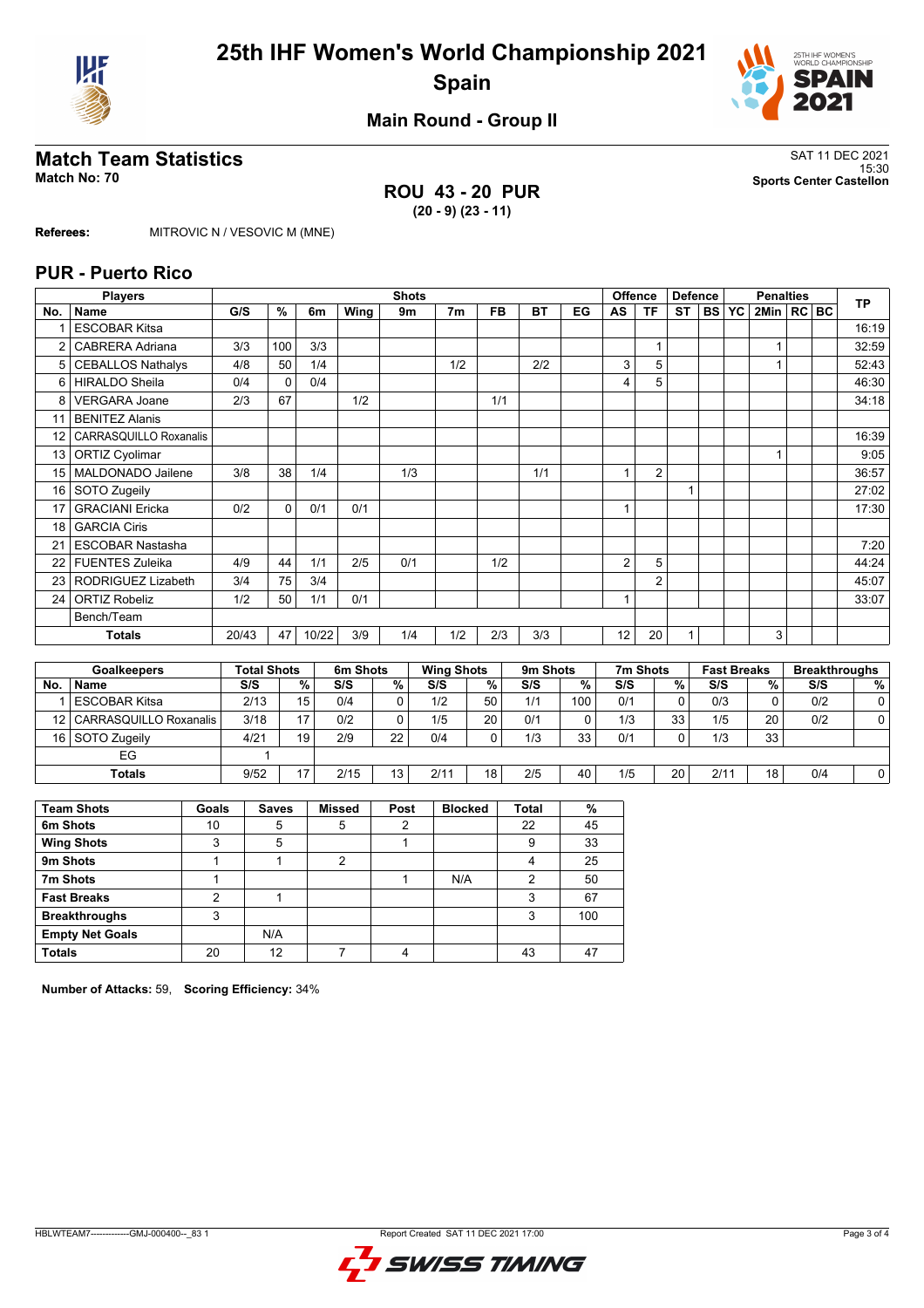# 25th IHF Women's World Championship 2021
## Spain

### Main Round - Group II

## Match Team Statistics

**Match No: 70**

SAT 11 DEC 2021
15:30
**Sports Center Castellon**

**ROU 43 - 20 PUR**
**(20 - 9) (23 - 11)**

**Referees:** MITROVIC N / VESOVIC M (MNE)

## PUR - Puerto Rico

| Players | | Shots | | | | | | | | | Offence | | Defence | | | Penalties | | | TP |
|---|---|---|---|---|---|---|---|---|---|---|---|---|---|---|---|---|---|---|---|
| No. | Name | G/S | % | 6m | Wing | 9m | 7m | FB | BT | EG | AS | TF | ST | BS | YC | 2Min | RC | BC | |
| 1 | ESCOBAR Kitsa | | | | | | | | | | | | | | | | | | 16:19 |
| 2 | CABRERA Adriana | 3/3 | 100 | 3/3 | | | | | | | | 1 | | | | 1 | | | 32:59 |
| 5 | CEBALLOS Nathalys | 4/8 | 50 | 1/4 | | | 1/2 | | 2/2 | | 3 | 5 | | | | 1 | | | 52:43 |
| 6 | HIRALDO Sheila | 0/4 | 0 | 0/4 | | | | | | | 4 | 5 | | | | | | | 46:30 |
| 8 | VERGARA Joane | 2/3 | 67 | | 1/2 | | | 1/1 | | | | | | | | | | | 34:18 |
| 11 | BENITEZ Alanis | | | | | | | | | | | | | | | | | | |
| 12 | CARRASQUILLO Roxanalis | | | | | | | | | | | | | | | | | | 16:39 |
| 13 | ORTIZ Cyolimar | | | | | | | | | | | | | | | 1 | | | 9:05 |
| 15 | MALDONADO Jailene | 3/8 | 38 | 1/4 | | 1/3 | | | 1/1 | | 1 | 2 | | | | | | | 36:57 |
| 16 | SOTO Zugeily | | | | | | | | | | | | 1 | | | | | | 27:02 |
| 17 | GRACIANI Ericka | 0/2 | 0 | 0/1 | 0/1 | | | | | | 1 | | | | | | | | 17:30 |
| 18 | GARCIA Ciris | | | | | | | | | | | | | | | | | | |
| 21 | ESCOBAR Nastasha | | | | | | | | | | | | | | | | | | 7:20 |
| 22 | FUENTES Zuleika | 4/9 | 44 | 1/1 | 2/5 | 0/1 | | 1/2 | | | 2 | 5 | | | | | | | 44:24 |
| 23 | RODRIGUEZ Lizabeth | 3/4 | 75 | 3/4 | | | | | | | | 2 | | | | | | | 45:07 |
| 24 | ORTIZ Robeliz | 1/2 | 50 | 1/1 | 0/1 | | | | | | 1 | | | | | | | | 33:07 |
| | Bench/Team | | | | | | | | | | | | | | | | | | |
| | **Totals** | 20/43 | 47 | 10/22 | 3/9 | 1/4 | 1/2 | 2/3 | 3/3 | | 12 | 20 | 1 | | | 3 | | | |

| Goalkeepers | | Total Shots | | 6m Shots | | Wing Shots | | 9m Shots | | 7m Shots | | Fast Breaks | | Breakthroughs | |
|---|---|---|---|---|---|---|---|---|---|---|---|---|---|---|---|
| No. | Name | S/S | % | S/S | % | S/S | % | S/S | % | S/S | % | S/S | % | S/S | % |
| 1 | ESCOBAR Kitsa | 2/13 | 15 | 0/4 | 0 | 1/2 | 50 | 1/1 | 100 | 0/1 | 0 | 0/3 | 0 | 0/2 | 0 |
| 12 | CARRASQUILLO Roxanalis | 3/18 | 17 | 0/2 | 0 | 1/5 | 20 | 0/1 | 0 | 1/3 | 33 | 1/5 | 20 | 0/2 | 0 |
| 16 | SOTO Zugeily | 4/21 | 19 | 2/9 | 22 | 0/4 | 0 | 1/3 | 33 | 0/1 | 0 | 1/3 | 33 | | |
| | EG | 1 | | | | | | | | | | | | | |
| | **Totals** | 9/52 | 17 | 2/15 | 13 | 2/11 | 18 | 2/5 | 40 | 1/5 | 20 | 2/11 | 18 | 0/4 | 0 |

| Team Shots | Goals | Saves | Missed | Post | Blocked | Total | % |
|---|---|---|---|---|---|---|---|
| 6m Shots | 10 | 5 | 5 | 2 | | 22 | 45 |
| Wing Shots | 3 | 5 | | 1 | | 9 | 33 |
| 9m Shots | 1 | 1 | 2 | | | 4 | 25 |
| 7m Shots | 1 | | | 1 | N/A | 2 | 50 |
| Fast Breaks | 2 | 1 | | | | 3 | 67 |
| Breakthroughs | 3 | | | | | 3 | 100 |
| Empty Net Goals | | N/A | | | | | |
| Totals | 20 | 12 | 7 | 4 | | 43 | 47 |

**Number of Attacks:** 59, **Scoring Efficiency:** 34%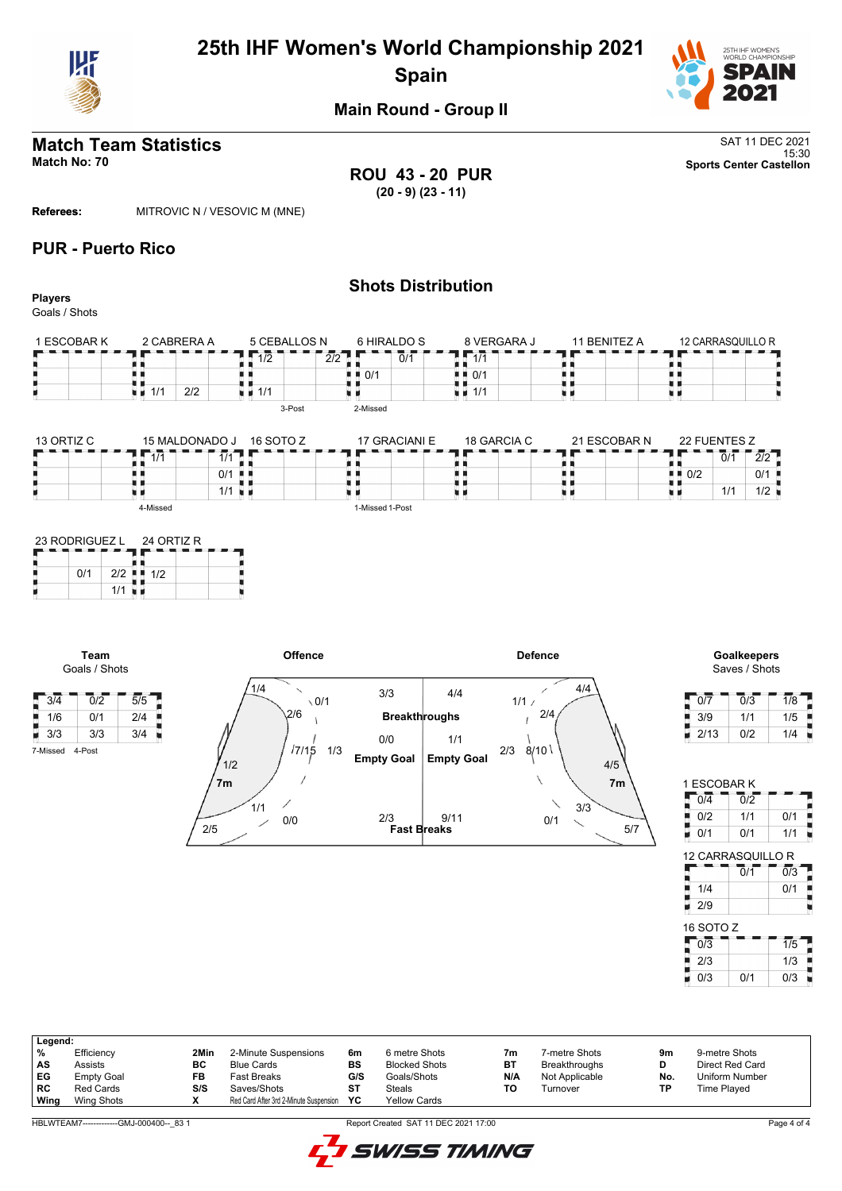# 25th IHF Women's World Championship 2021

## Spain

### Main Round - Group II

## Match Team Statistics

**Match No: 70**

SAT 11 DEC 2021
15:30
**Sports Center Castellon**

**ROU 43 - 20 PUR**
**(20 - 9) (23 - 11)**

**Referees:** MITROVIC N / VESOVIC M (MNE)

## PUR - Puerto Rico

### Shots Distribution

**Players**
Goals / Shots

1 ESCOBAR K

| | | |
|---|---|---|
| | | |
| | | |
| | | |

2 CABRERA A

| | | |
|---|---|---|
| | | |
| | | |
| 1/1 | | 2/2 |

5 CEBALLOS N

| | | |
|---|---|---|
| 1/2 | | 2/2 |
| | | |
| 1/1 | | |

3-Post

6 HIRALDO S

| | | |
|---|---|---|
| | 0/1 | |
| 0/1 | | |
| | | |

2-Missed

8 VERGARA J

| | | |
|---|---|---|
| 1/1 | | |
| 0/1 | | |
| 1/1 | | |

11 BENITEZ A

| | | |
|---|---|---|
| | | |
| | | |
| | | |

12 CARRASQUILLO R

| | | |
|---|---|---|
| | | |
| | | |
| | | |

13 ORTIZ C

| | | |
|---|---|---|
| | | |
| | | |
| | | |

15 MALDONADO J

| | | |
|---|---|---|
| 1/1 | | 1/1 |
| | | 0/1 |
| | | 1/1 |

4-Missed

16 SOTO Z

| | | |
|---|---|---|
| | | |
| | | |
| | | |

17 GRACIANI E

| | | |
|---|---|---|
| | | |
| | | |
| | | |

1-Missed 1-Post

18 GARCIA C

| | | |
|---|---|---|
| | | |
| | | |
| | | |

21 ESCOBAR N

| | | |
|---|---|---|
| | | |
| | | |
| | | |

22 FUENTES Z

| | | |
|---|---|---|
| | 0/1 | 2/2 |
| 0/2 | | 0/1 |
| | 1/1 | 1/2 |

23 RODRIGUEZ L

| | | |
|---|---|---|
| | | |
| | 0/1 | 2/2 |
| | | 1/1 |

24 ORTIZ R

| | | |
|---|---|---|
| | | |
| 1/2 | | |
| | | |

**Team**
Goals / Shots

| | | |
|---|---|---|
| 3/4 | 0/2 | 5/5 |
| 1/6 | 0/1 | 2/4 |
| 3/3 | 3/3 | 3/4 |

7-Missed 4-Post

**Offence**

1/4
0/1
2/6
7/15
1/3
1/2
7m
1/1
0/0
2/5

3/3 | 4/4
Breakthroughs
0/0 | 1/1
Empty Goal | Empty Goal
2/3 | 9/11
Fast Breaks

**Defence**

1/1
4/4
2/4
2/3
8/10
4/5
7m
3/3
0/1
5/7

**Goalkeepers**
Saves / Shots

| | | |
|---|---|---|
| 0/7 | 0/3 | 1/8 |
| 3/9 | 1/1 | 1/5 |
| 2/13 | 0/2 | 1/4 |

1 ESCOBAR K

| | | |
|---|---|---|
| 0/4 | 0/2 | |
| 0/2 | 1/1 | 0/1 |
| 0/1 | 0/1 | 1/1 |

12 CARRASQUILLO R

| | | |
|---|---|---|
| | 0/1 | 0/3 |
| 1/4 | | 0/1 |
| 2/9 | | |

16 SOTO Z

| | | |
|---|---|---|
| 0/3 | | 1/5 |
| 2/3 | | 1/3 |
| 0/3 | 0/1 | 0/3 |

**Legend:**

| | | | | | | | | | |
|---|---|---|---|---|---|---|---|---|---|
| % | Efficiency | 2Min | 2-Minute Suspensions | 6m | 6 metre Shots | 7m | 7-metre Shots | 9m | 9-metre Shots |
| AS | Assists | BC | Blue Cards | BS | Blocked Shots | BT | Breakthroughs | D | Direct Red Card |
| EG | Empty Goal | FB | Fast Breaks | G/S | Goals/Shots | N/A | Not Applicable | No. | Uniform Number |
| RC | Red Cards | S/S | Saves/Shots | ST | Steals | TO | Turnover | TP | Time Played |
| Wing | Wing Shots | X | Red Card After 3rd 2-Minute Suspension | YC | Yellow Cards | | | | |

HBLWTEAM7--------------GMJ-000400--_83 1 Report Created SAT 11 DEC 2021 17:00